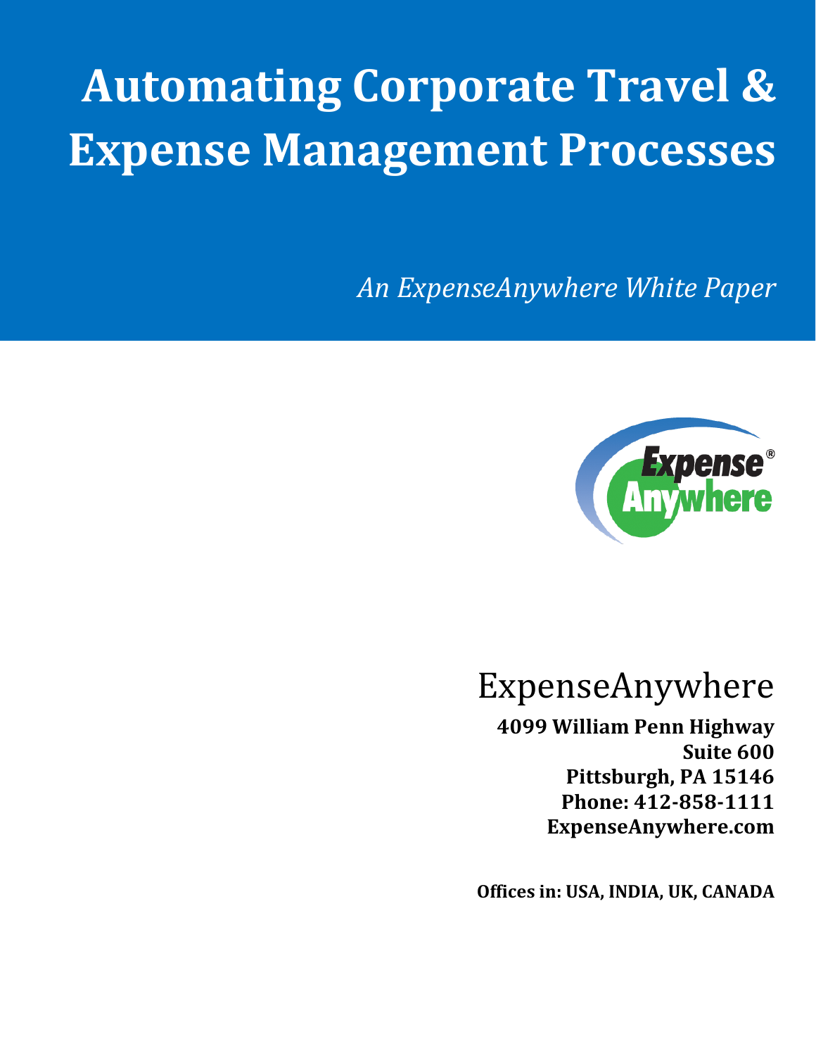# Automating Corporate Travel & Expense Management Processes

*An ExpenseAnywhere White Paper*

ExpenseAnywhere

**4099 William Penn Highway**
**Suite 600**
**Pittsburgh, PA 15146**
**Phone: 412-858-1111**
**ExpenseAnywhere.com**

**Offices in: USA, INDIA, UK, CANADA**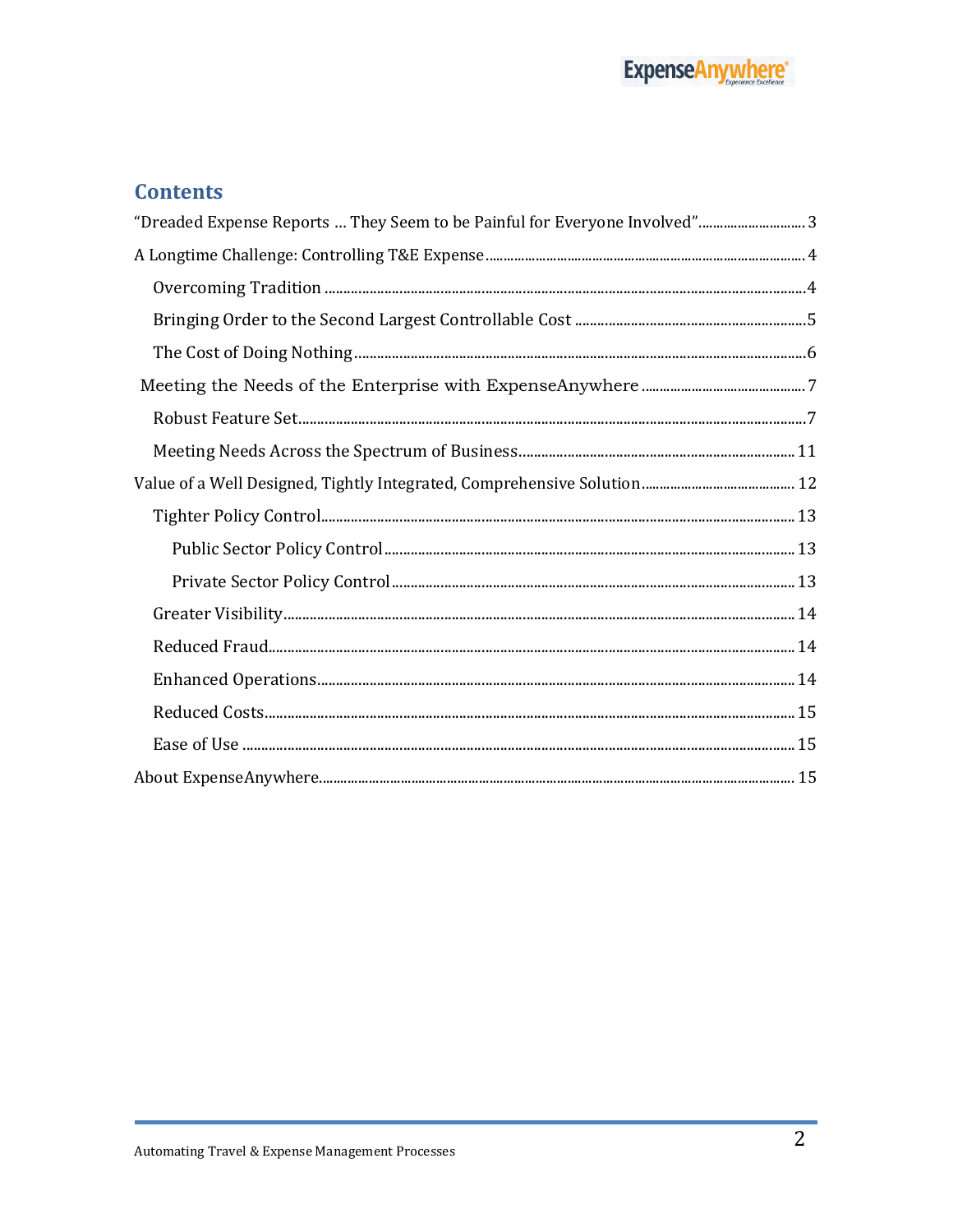## Contents

"Dreaded Expense Reports … They Seem to be Painful for Everyone Involved" ..... 3

A Longtime Challenge: Controlling T&E Expense ..... 4

- Overcoming Tradition ..... 4
- Bringing Order to the Second Largest Controllable Cost ..... 5
- The Cost of Doing Nothing ..... 6

Meeting the Needs of the Enterprise with ExpenseAnywhere ..... 7

- Robust Feature Set ..... 7
- Meeting Needs Across the Spectrum of Business ..... 11

Value of a Well Designed, Tightly Integrated, Comprehensive Solution ..... 12

- Tighter Policy Control ..... 13
  - Public Sector Policy Control ..... 13
  - Private Sector Policy Control ..... 13
- Greater Visibility ..... 14
- Reduced Fraud ..... 14
- Enhanced Operations ..... 14
- Reduced Costs ..... 15
- Ease of Use ..... 15

About ExpenseAnywhere ..... 15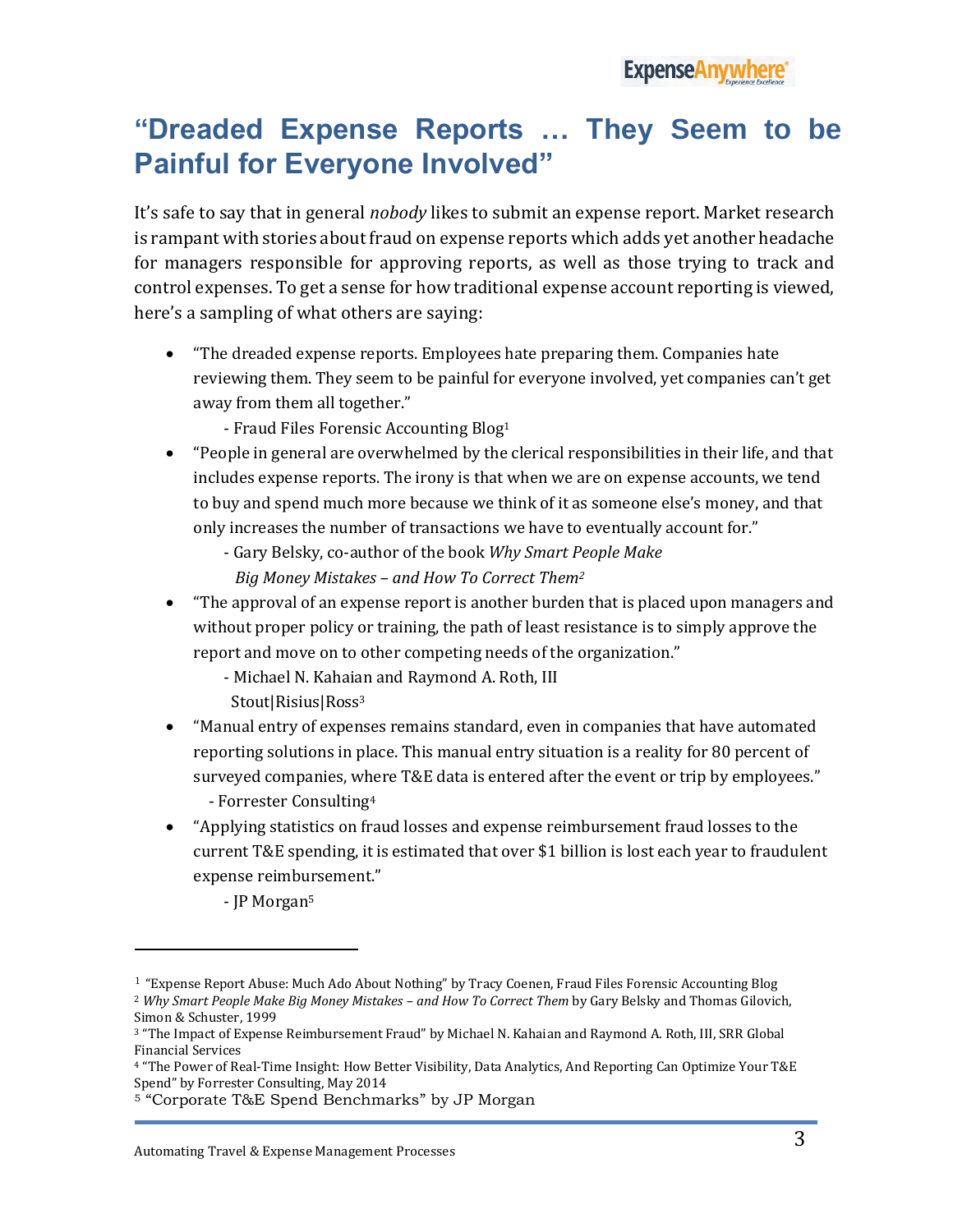# "Dreaded Expense Reports … They Seem to be Painful for Everyone Involved"

It's safe to say that in general *nobody* likes to submit an expense report. Market research is rampant with stories about fraud on expense reports which adds yet another headache for managers responsible for approving reports, as well as those trying to track and control expenses. To get a sense for how traditional expense account reporting is viewed, here's a sampling of what others are saying:

- "The dreaded expense reports. Employees hate preparing them. Companies hate reviewing them. They seem to be painful for everyone involved, yet companies can't get away from them all together."
  - Fraud Files Forensic Accounting Blog[1]
- "People in general are overwhelmed by the clerical responsibilities in their life, and that includes expense reports. The irony is that when we are on expense accounts, we tend to buy and spend much more because we think of it as someone else's money, and that only increases the number of transactions we have to eventually account for."
  - Gary Belsky, co-author of the book *Why Smart People Make Big Money Mistakes – and How To Correct Them*[2]
- "The approval of an expense report is another burden that is placed upon managers and without proper policy or training, the path of least resistance is to simply approve the report and move on to other competing needs of the organization."
  - Michael N. Kahaian and Raymond A. Roth, III Stout|Risius|Ross[3]
- "Manual entry of expenses remains standard, even in companies that have automated reporting solutions in place. This manual entry situation is a reality for 80 percent of surveyed companies, where T&E data is entered after the event or trip by employees."
  - Forrester Consulting[4]
- "Applying statistics on fraud losses and expense reimbursement fraud losses to the current T&E spending, it is estimated that over $1 billion is lost each year to fraudulent expense reimbursement."
  - JP Morgan[5]

---

[1] "Expense Report Abuse: Much Ado About Nothing" by Tracy Coenen, Fraud Files Forensic Accounting Blog

[2] *Why Smart People Make Big Money Mistakes – and How To Correct Them* by Gary Belsky and Thomas Gilovich, Simon & Schuster, 1999

[3] "The Impact of Expense Reimbursement Fraud" by Michael N. Kahaian and Raymond A. Roth, III, SRR Global Financial Services

[4] "The Power of Real-Time Insight: How Better Visibility, Data Analytics, And Reporting Can Optimize Your T&E Spend" by Forrester Consulting, May 2014

[5] "Corporate T&E Spend Benchmarks" by JP Morgan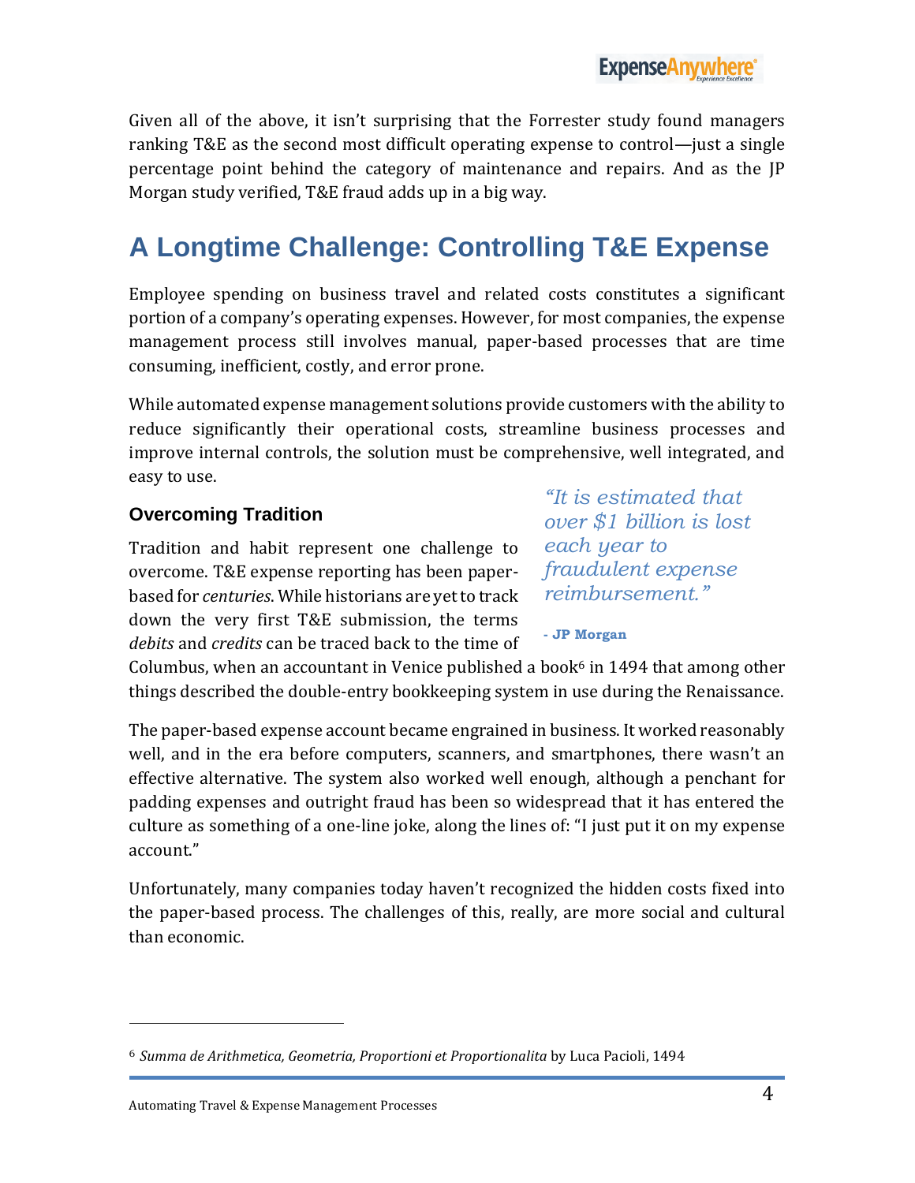Given all of the above, it isn't surprising that the Forrester study found managers ranking T&E as the second most difficult operating expense to control—just a single percentage point behind the category of maintenance and repairs. And as the JP Morgan study verified, T&E fraud adds up in a big way.

# A Longtime Challenge: Controlling T&E Expense

Employee spending on business travel and related costs constitutes a significant portion of a company's operating expenses. However, for most companies, the expense management process still involves manual, paper-based processes that are time consuming, inefficient, costly, and error prone.

While automated expense management solutions provide customers with the ability to reduce significantly their operational costs, streamline business processes and improve internal controls, the solution must be comprehensive, well integrated, and easy to use.

## Overcoming Tradition

Tradition and habit represent one challenge to overcome. T&E expense reporting has been paper-based for *centuries*. While historians are yet to track down the very first T&E submission, the terms *debits* and *credits* can be traced back to the time of Columbus, when an accountant in Venice published a book[6] in 1494 that among other things described the double-entry bookkeeping system in use during the Renaissance.

> *"It is estimated that over $1 billion is lost each year to fraudulent expense reimbursement."*
>
> **- JP Morgan**

The paper-based expense account became engrained in business. It worked reasonably well, and in the era before computers, scanners, and smartphones, there wasn't an effective alternative. The system also worked well enough, although a penchant for padding expenses and outright fraud has been so widespread that it has entered the culture as something of a one-line joke, along the lines of: "I just put it on my expense account."

Unfortunately, many companies today haven't recognized the hidden costs fixed into the paper-based process. The challenges of this, really, are more social and cultural than economic.

---

[6] *Summa de Arithmetica, Geometria, Proportioni et Proportionalita* by Luca Pacioli, 1494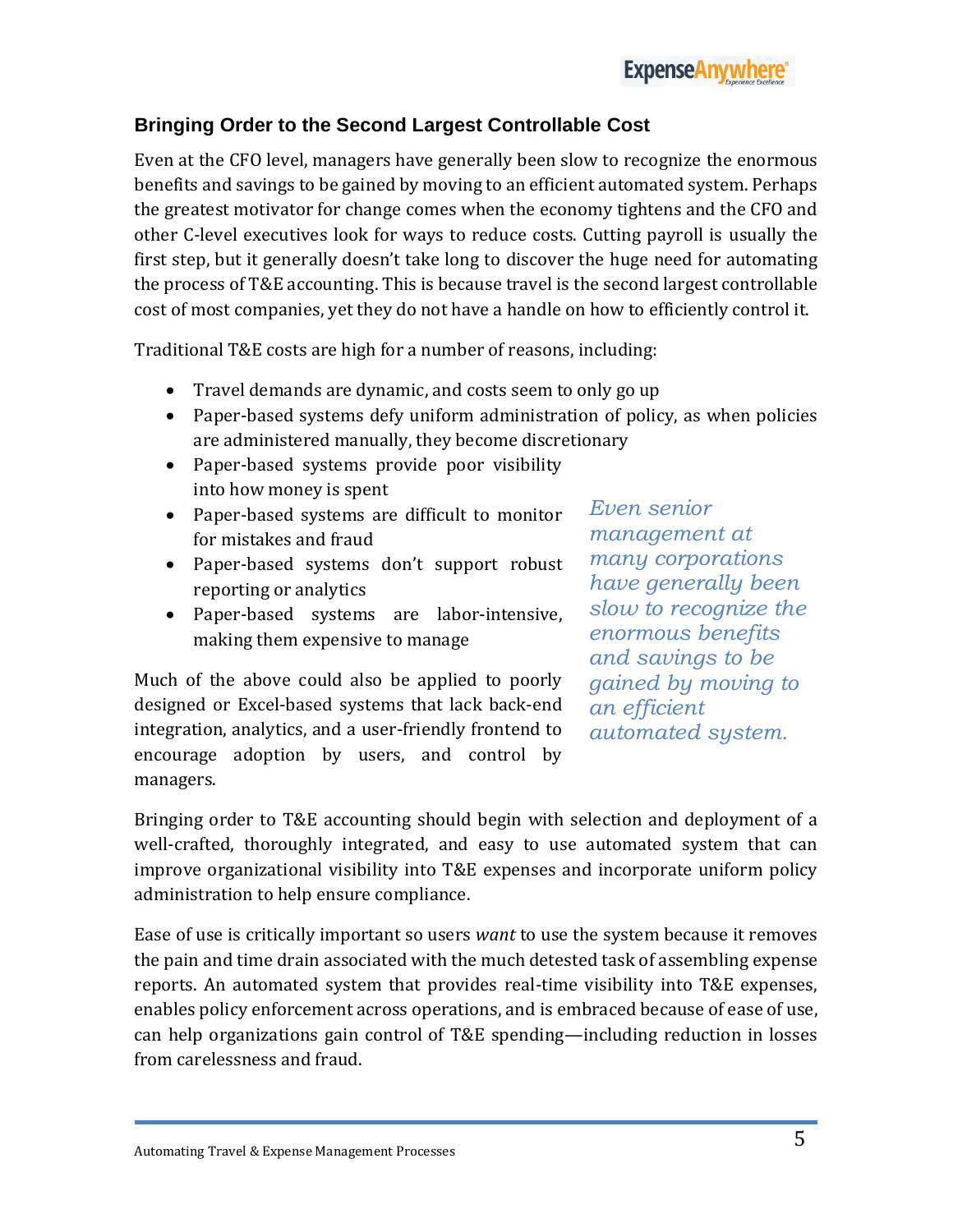## Bringing Order to the Second Largest Controllable Cost

Even at the CFO level, managers have generally been slow to recognize the enormous benefits and savings to be gained by moving to an efficient automated system. Perhaps the greatest motivator for change comes when the economy tightens and the CFO and other C-level executives look for ways to reduce costs. Cutting payroll is usually the first step, but it generally doesn't take long to discover the huge need for automating the process of T&E accounting. This is because travel is the second largest controllable cost of most companies, yet they do not have a handle on how to efficiently control it.

Traditional T&E costs are high for a number of reasons, including:

- Travel demands are dynamic, and costs seem to only go up
- Paper-based systems defy uniform administration of policy, as when policies are administered manually, they become discretionary
- Paper-based systems provide poor visibility into how money is spent
- Paper-based systems are difficult to monitor for mistakes and fraud
- Paper-based systems don't support robust reporting or analytics
- Paper-based systems are labor-intensive, making them expensive to manage

Much of the above could also be applied to poorly designed or Excel-based systems that lack back-end integration, analytics, and a user-friendly frontend to encourage adoption by users, and control by managers.

*Even senior management at many corporations have generally been slow to recognize the enormous benefits and savings to be gained by moving to an efficient automated system.*

Bringing order to T&E accounting should begin with selection and deployment of a well-crafted, thoroughly integrated, and easy to use automated system that can improve organizational visibility into T&E expenses and incorporate uniform policy administration to help ensure compliance.

Ease of use is critically important so users *want* to use the system because it removes the pain and time drain associated with the much detested task of assembling expense reports. An automated system that provides real-time visibility into T&E expenses, enables policy enforcement across operations, and is embraced because of ease of use, can help organizations gain control of T&E spending—including reduction in losses from carelessness and fraud.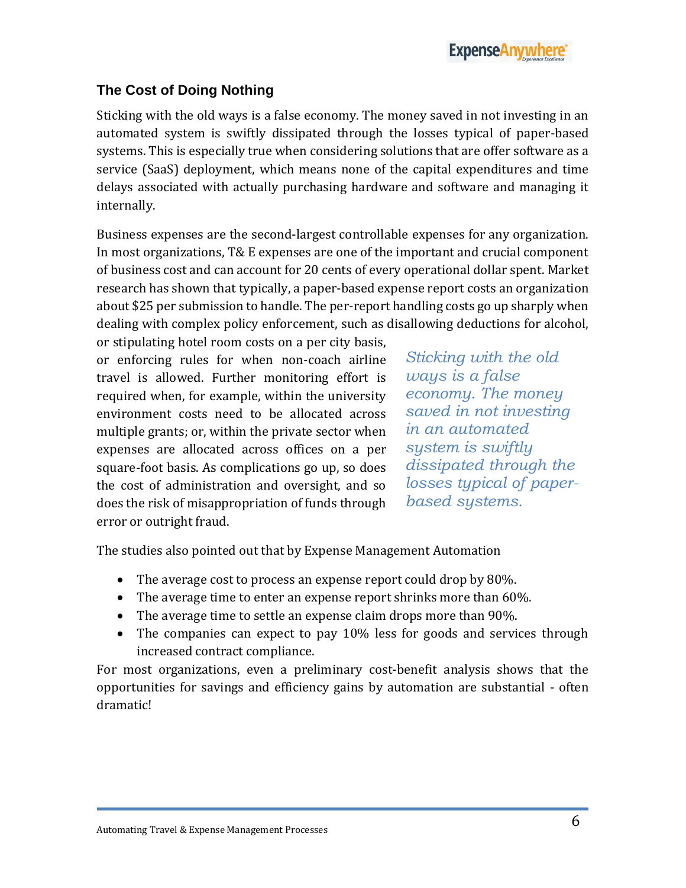## The Cost of Doing Nothing

Sticking with the old ways is a false economy. The money saved in not investing in an automated system is swiftly dissipated through the losses typical of paper-based systems. This is especially true when considering solutions that are offer software as a service (SaaS) deployment, which means none of the capital expenditures and time delays associated with actually purchasing hardware and software and managing it internally.

Business expenses are the second-largest controllable expenses for any organization. In most organizations, T& E expenses are one of the important and crucial component of business cost and can account for 20 cents of every operational dollar spent. Market research has shown that typically, a paper-based expense report costs an organization about $25 per submission to handle. The per-report handling costs go up sharply when dealing with complex policy enforcement, such as disallowing deductions for alcohol, or stipulating hotel room costs on a per city basis, or enforcing rules for when non-coach airline travel is allowed. Further monitoring effort is required when, for example, within the university environment costs need to be allocated across multiple grants; or, within the private sector when expenses are allocated across offices on a per square-foot basis. As complications go up, so does the cost of administration and oversight, and so does the risk of misappropriation of funds through error or outright fraud.

*Sticking with the old ways is a false economy. The money saved in not investing in an automated system is swiftly dissipated through the losses typical of paper-based systems.*

The studies also pointed out that by Expense Management Automation

- The average cost to process an expense report could drop by 80%.
- The average time to enter an expense report shrinks more than 60%.
- The average time to settle an expense claim drops more than 90%.
- The companies can expect to pay 10% less for goods and services through increased contract compliance.

For most organizations, even a preliminary cost-benefit analysis shows that the opportunities for savings and efficiency gains by automation are substantial - often dramatic!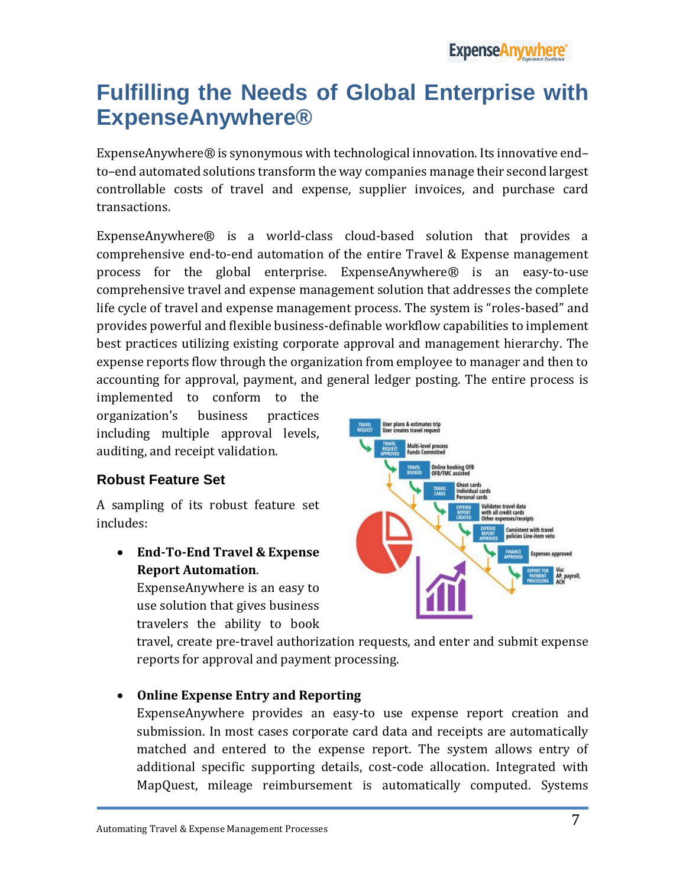# Fulfilling the Needs of Global Enterprise with ExpenseAnywhere®

ExpenseAnywhere® is synonymous with technological innovation. Its innovative end–to–end automated solutions transform the way companies manage their second largest controllable costs of travel and expense, supplier invoices, and purchase card transactions.

ExpenseAnywhere® is a world-class cloud-based solution that provides a comprehensive end-to-end automation of the entire Travel & Expense management process for the global enterprise. ExpenseAnywhere® is an easy-to-use comprehensive travel and expense management solution that addresses the complete life cycle of travel and expense management process. The system is "roles-based" and provides powerful and flexible business-definable workflow capabilities to implement best practices utilizing existing corporate approval and management hierarchy. The expense reports flow through the organization from employee to manager and then to accounting for approval, payment, and general ledger posting. The entire process is implemented to conform to the organization's business practices including multiple approval levels, auditing, and receipt validation.

## Robust Feature Set

A sampling of its robust feature set includes:

- **End-To-End Travel & Expense Report Automation**.
  ExpenseAnywhere is an easy to use solution that gives business travelers the ability to book travel, create pre-travel authorization requests, and enter and submit expense reports for approval and payment processing.

- **Online Expense Entry and Reporting**
  ExpenseAnywhere provides an easy-to use expense report creation and submission. In most cases corporate card data and receipts are automatically matched and entered to the expense report. The system allows entry of additional specific supporting details, cost-code allocation. Integrated with MapQuest, mileage reimbursement is automatically computed. Systems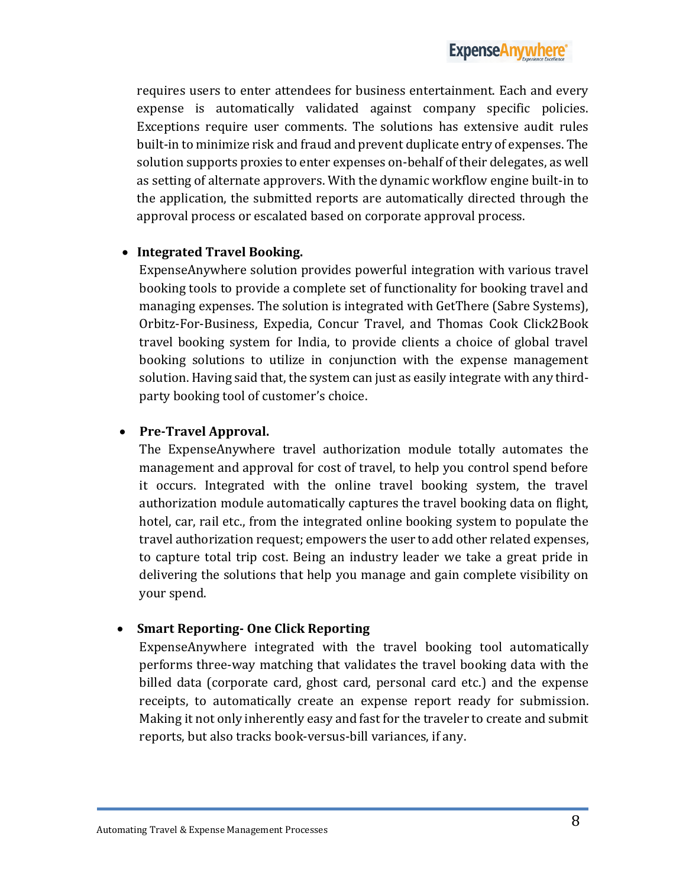requires users to enter attendees for business entertainment. Each and every expense is automatically validated against company specific policies. Exceptions require user comments. The solutions has extensive audit rules built-in to minimize risk and fraud and prevent duplicate entry of expenses. The solution supports proxies to enter expenses on-behalf of their delegates, as well as setting of alternate approvers. With the dynamic workflow engine built-in to the application, the submitted reports are automatically directed through the approval process or escalated based on corporate approval process.

- **Integrated Travel Booking.**
  ExpenseAnywhere solution provides powerful integration with various travel booking tools to provide a complete set of functionality for booking travel and managing expenses. The solution is integrated with GetThere (Sabre Systems), Orbitz-For-Business, Expedia, Concur Travel, and Thomas Cook Click2Book travel booking system for India, to provide clients a choice of global travel booking solutions to utilize in conjunction with the expense management solution. Having said that, the system can just as easily integrate with any third-party booking tool of customer's choice.

- **Pre-Travel Approval.**
  The ExpenseAnywhere travel authorization module totally automates the management and approval for cost of travel, to help you control spend before it occurs. Integrated with the online travel booking system, the travel authorization module automatically captures the travel booking data on flight, hotel, car, rail etc., from the integrated online booking system to populate the travel authorization request; empowers the user to add other related expenses, to capture total trip cost. Being an industry leader we take a great pride in delivering the solutions that help you manage and gain complete visibility on your spend.

- **Smart Reporting- One Click Reporting**
  ExpenseAnywhere integrated with the travel booking tool automatically performs three-way matching that validates the travel booking data with the billed data (corporate card, ghost card, personal card etc.) and the expense receipts, to automatically create an expense report ready for submission. Making it not only inherently easy and fast for the traveler to create and submit reports, but also tracks book-versus-bill variances, if any.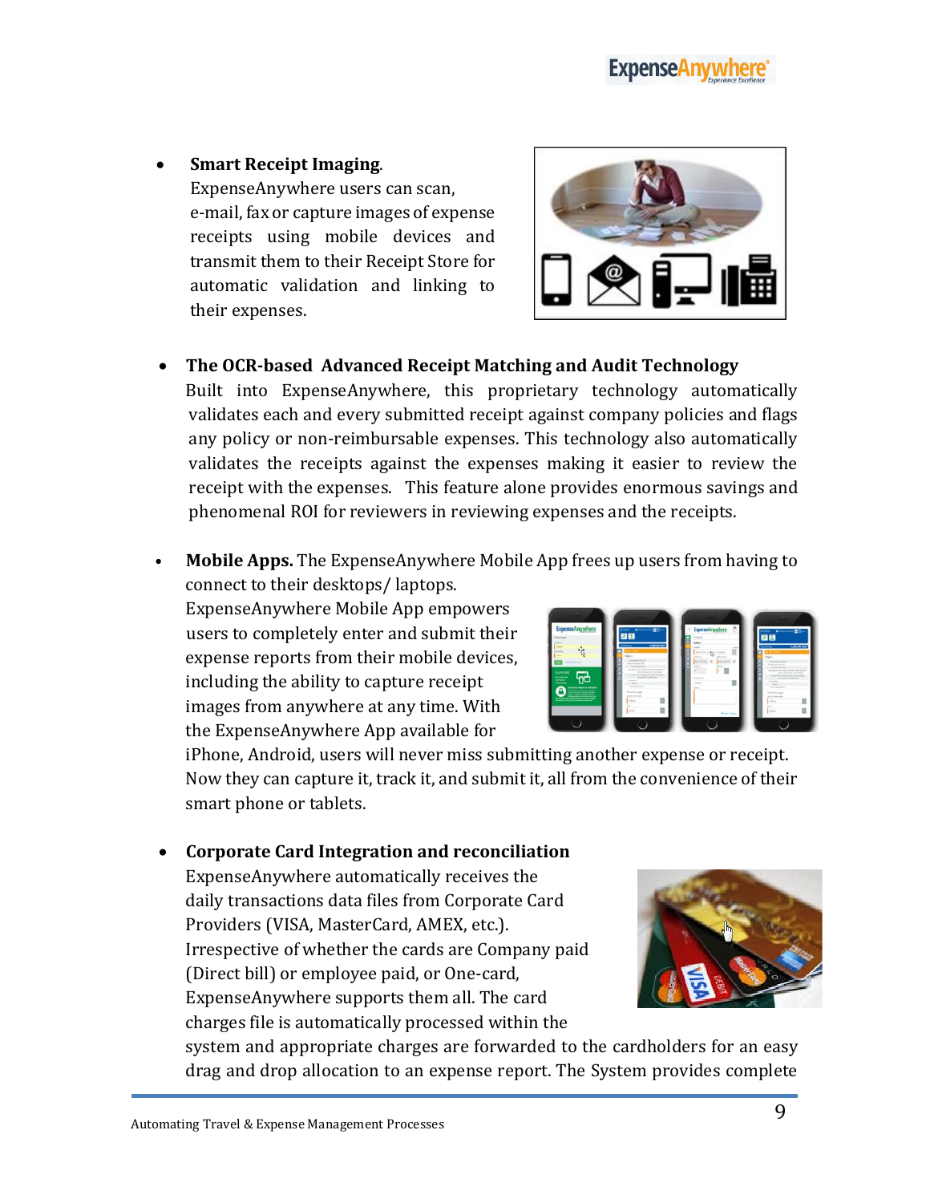- **Smart Receipt Imaging**. ExpenseAnywhere users can scan, e-mail, fax or capture images of expense receipts using mobile devices and transmit them to their Receipt Store for automatic validation and linking to their expenses.

- **The OCR-based Advanced Receipt Matching and Audit Technology** Built into ExpenseAnywhere, this proprietary technology automatically validates each and every submitted receipt against company policies and flags any policy or non-reimbursable expenses. This technology also automatically validates the receipts against the expenses making it easier to review the receipt with the expenses. This feature alone provides enormous savings and phenomenal ROI for reviewers in reviewing expenses and the receipts.

- **Mobile Apps.** The ExpenseAnywhere Mobile App frees up users from having to connect to their desktops/ laptops. ExpenseAnywhere Mobile App empowers users to completely enter and submit their expense reports from their mobile devices, including the ability to capture receipt images from anywhere at any time. With the ExpenseAnywhere App available for iPhone, Android, users will never miss submitting another expense or receipt. Now they can capture it, track it, and submit it, all from the convenience of their smart phone or tablets.

- **Corporate Card Integration and reconciliation** ExpenseAnywhere automatically receives the daily transactions data files from Corporate Card Providers (VISA, MasterCard, AMEX, etc.). Irrespective of whether the cards are Company paid (Direct bill) or employee paid, or One-card, ExpenseAnywhere supports them all. The card charges file is automatically processed within the system and appropriate charges are forwarded to the cardholders for an easy drag and drop allocation to an expense report. The System provides complete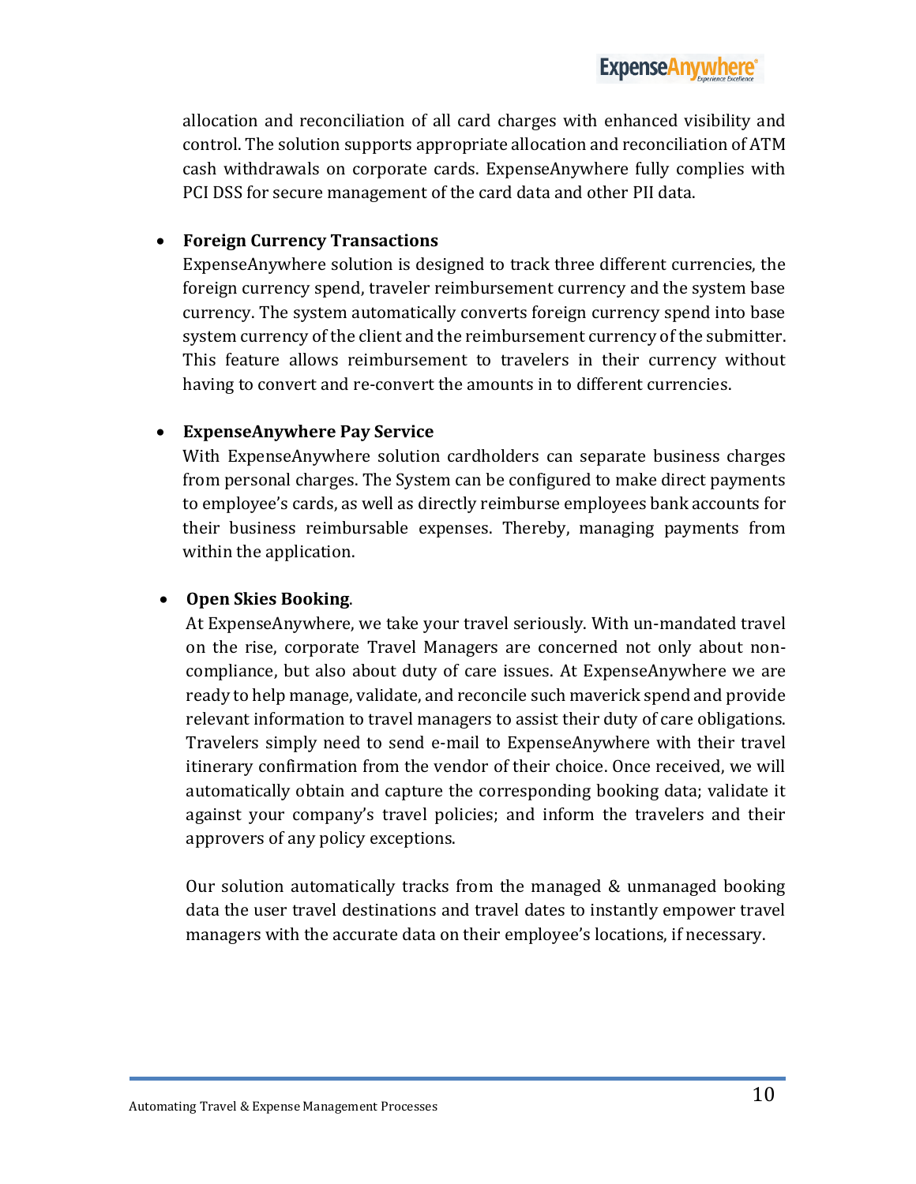allocation and reconciliation of all card charges with enhanced visibility and control. The solution supports appropriate allocation and reconciliation of ATM cash withdrawals on corporate cards. ExpenseAnywhere fully complies with PCI DSS for secure management of the card data and other PII data.

- **Foreign Currency Transactions**
  ExpenseAnywhere solution is designed to track three different currencies, the foreign currency spend, traveler reimbursement currency and the system base currency. The system automatically converts foreign currency spend into base system currency of the client and the reimbursement currency of the submitter. This feature allows reimbursement to travelers in their currency without having to convert and re-convert the amounts in to different currencies.

- **ExpenseAnywhere Pay Service**
  With ExpenseAnywhere solution cardholders can separate business charges from personal charges. The System can be configured to make direct payments to employee's cards, as well as directly reimburse employees bank accounts for their business reimbursable expenses. Thereby, managing payments from within the application.

- **Open Skies Booking**.
  At ExpenseAnywhere, we take your travel seriously. With un-mandated travel on the rise, corporate Travel Managers are concerned not only about non-compliance, but also about duty of care issues. At ExpenseAnywhere we are ready to help manage, validate, and reconcile such maverick spend and provide relevant information to travel managers to assist their duty of care obligations. Travelers simply need to send e-mail to ExpenseAnywhere with their travel itinerary confirmation from the vendor of their choice. Once received, we will automatically obtain and capture the corresponding booking data; validate it against your company's travel policies; and inform the travelers and their approvers of any policy exceptions.

  Our solution automatically tracks from the managed & unmanaged booking data the user travel destinations and travel dates to instantly empower travel managers with the accurate data on their employee's locations, if necessary.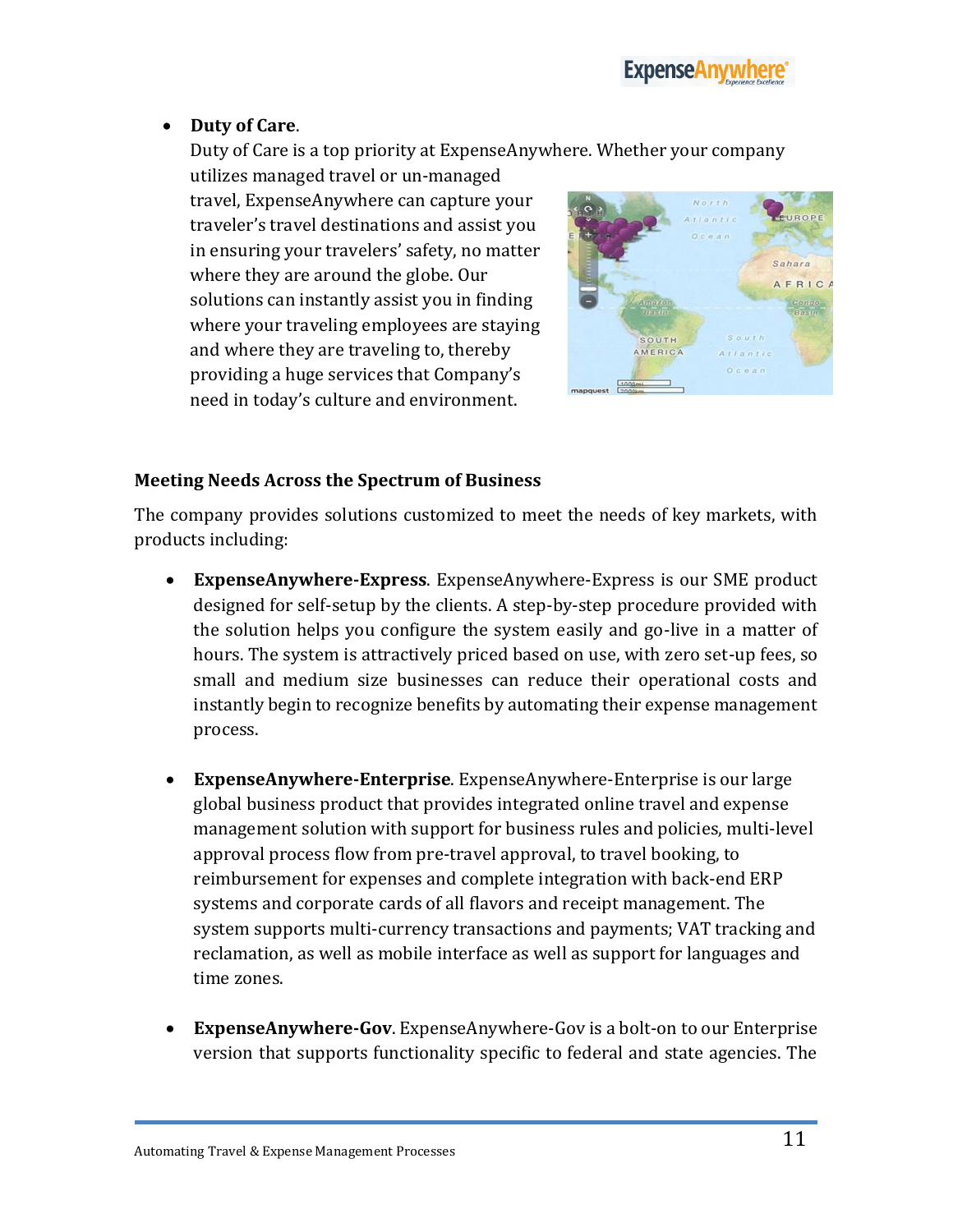- **Duty of Care**.
  Duty of Care is a top priority at ExpenseAnywhere. Whether your company utilizes managed travel or un-managed travel, ExpenseAnywhere can capture your traveler's travel destinations and assist you in ensuring your travelers' safety, no matter where they are around the globe. Our solutions can instantly assist you in finding where your traveling employees are staying and where they are traveling to, thereby providing a huge services that Company's need in today's culture and environment.

**Meeting Needs Across the Spectrum of Business**

The company provides solutions customized to meet the needs of key markets, with products including:

- **ExpenseAnywhere-Express**. ExpenseAnywhere-Express is our SME product designed for self-setup by the clients. A step-by-step procedure provided with the solution helps you configure the system easily and go-live in a matter of hours. The system is attractively priced based on use, with zero set-up fees, so small and medium size businesses can reduce their operational costs and instantly begin to recognize benefits by automating their expense management process.

- **ExpenseAnywhere-Enterprise**. ExpenseAnywhere-Enterprise is our large global business product that provides integrated online travel and expense management solution with support for business rules and policies, multi-level approval process flow from pre-travel approval, to travel booking, to reimbursement for expenses and complete integration with back-end ERP systems and corporate cards of all flavors and receipt management. The system supports multi-currency transactions and payments; VAT tracking and reclamation, as well as mobile interface as well as support for languages and time zones.

- **ExpenseAnywhere-Gov**. ExpenseAnywhere-Gov is a bolt-on to our Enterprise version that supports functionality specific to federal and state agencies. The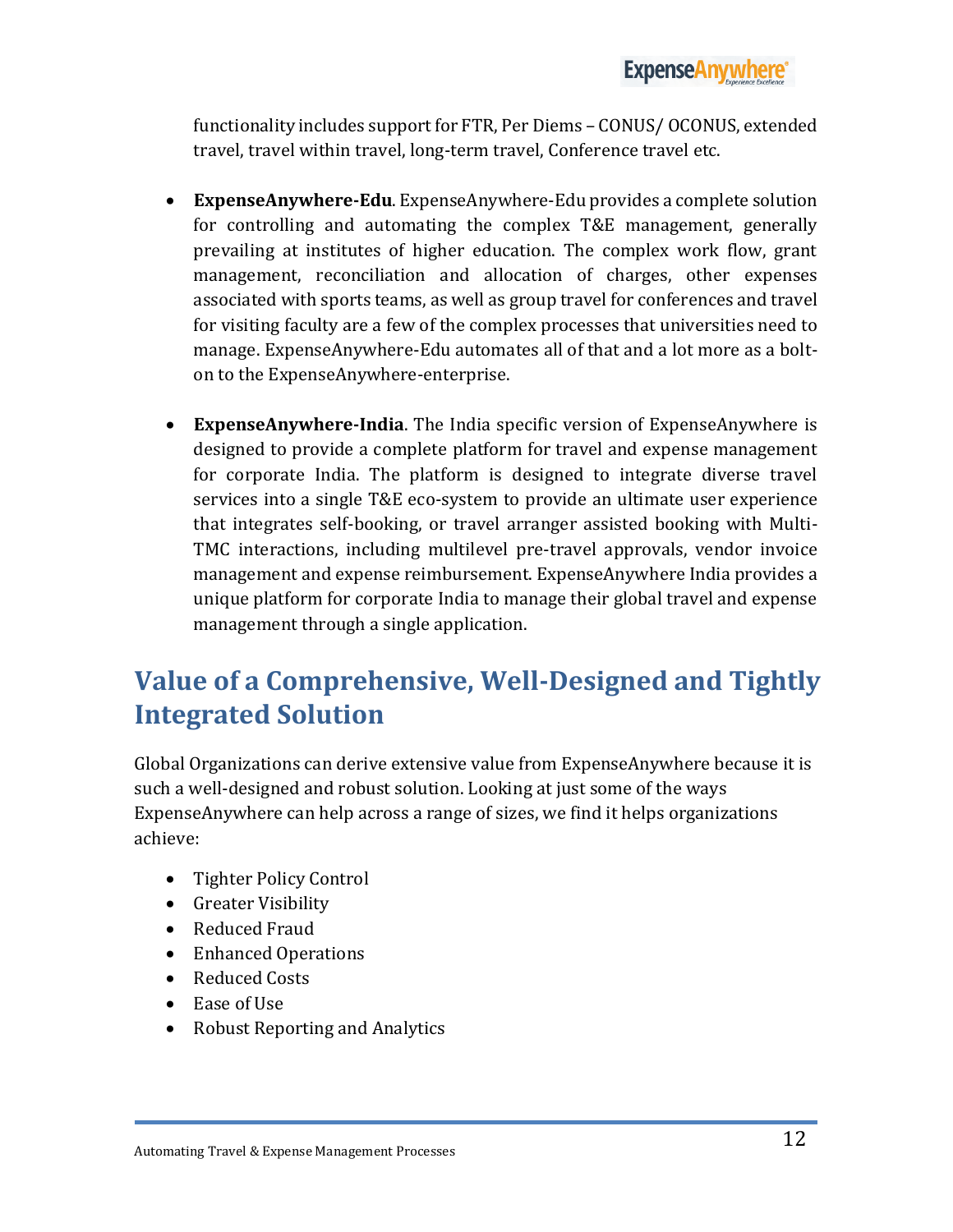functionality includes support for FTR, Per Diems – CONUS/ OCONUS, extended travel, travel within travel, long-term travel, Conference travel etc.

- **ExpenseAnywhere-Edu**. ExpenseAnywhere-Edu provides a complete solution for controlling and automating the complex T&E management, generally prevailing at institutes of higher education. The complex work flow, grant management, reconciliation and allocation of charges, other expenses associated with sports teams, as well as group travel for conferences and travel for visiting faculty are a few of the complex processes that universities need to manage. ExpenseAnywhere-Edu automates all of that and a lot more as a bolt-on to the ExpenseAnywhere-enterprise.

- **ExpenseAnywhere-India**. The India specific version of ExpenseAnywhere is designed to provide a complete platform for travel and expense management for corporate India. The platform is designed to integrate diverse travel services into a single T&E eco-system to provide an ultimate user experience that integrates self-booking, or travel arranger assisted booking with Multi-TMC interactions, including multilevel pre-travel approvals, vendor invoice management and expense reimbursement. ExpenseAnywhere India provides a unique platform for corporate India to manage their global travel and expense management through a single application.

## Value of a Comprehensive, Well-Designed and Tightly Integrated Solution

Global Organizations can derive extensive value from ExpenseAnywhere because it is such a well-designed and robust solution. Looking at just some of the ways ExpenseAnywhere can help across a range of sizes, we find it helps organizations achieve:

- Tighter Policy Control
- Greater Visibility
- Reduced Fraud
- Enhanced Operations
- Reduced Costs
- Ease of Use
- Robust Reporting and Analytics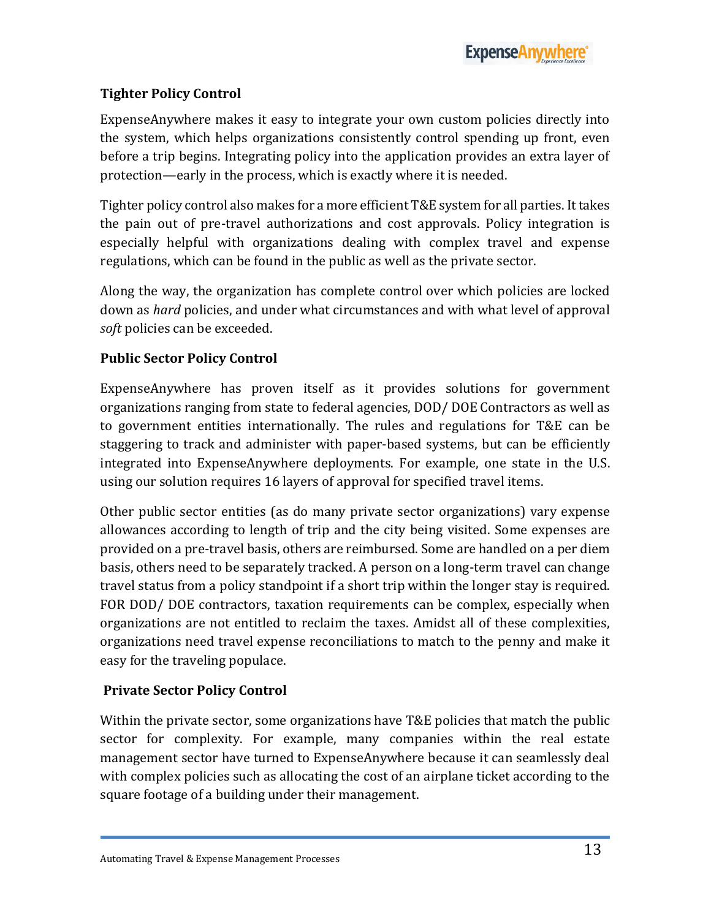### Tighter Policy Control

ExpenseAnywhere makes it easy to integrate your own custom policies directly into the system, which helps organizations consistently control spending up front, even before a trip begins. Integrating policy into the application provides an extra layer of protection—early in the process, which is exactly where it is needed.

Tighter policy control also makes for a more efficient T&E system for all parties. It takes the pain out of pre-travel authorizations and cost approvals. Policy integration is especially helpful with organizations dealing with complex travel and expense regulations, which can be found in the public as well as the private sector.

Along the way, the organization has complete control over which policies are locked down as *hard* policies, and under what circumstances and with what level of approval *soft* policies can be exceeded.

### Public Sector Policy Control

ExpenseAnywhere has proven itself as it provides solutions for government organizations ranging from state to federal agencies, DOD/ DOE Contractors as well as to government entities internationally. The rules and regulations for T&E can be staggering to track and administer with paper-based systems, but can be efficiently integrated into ExpenseAnywhere deployments. For example, one state in the U.S. using our solution requires 16 layers of approval for specified travel items.

Other public sector entities (as do many private sector organizations) vary expense allowances according to length of trip and the city being visited. Some expenses are provided on a pre-travel basis, others are reimbursed. Some are handled on a per diem basis, others need to be separately tracked. A person on a long-term travel can change travel status from a policy standpoint if a short trip within the longer stay is required. FOR DOD/ DOE contractors, taxation requirements can be complex, especially when organizations are not entitled to reclaim the taxes. Amidst all of these complexities, organizations need travel expense reconciliations to match to the penny and make it easy for the traveling populace.

### Private Sector Policy Control

Within the private sector, some organizations have T&E policies that match the public sector for complexity. For example, many companies within the real estate management sector have turned to ExpenseAnywhere because it can seamlessly deal with complex policies such as allocating the cost of an airplane ticket according to the square footage of a building under their management.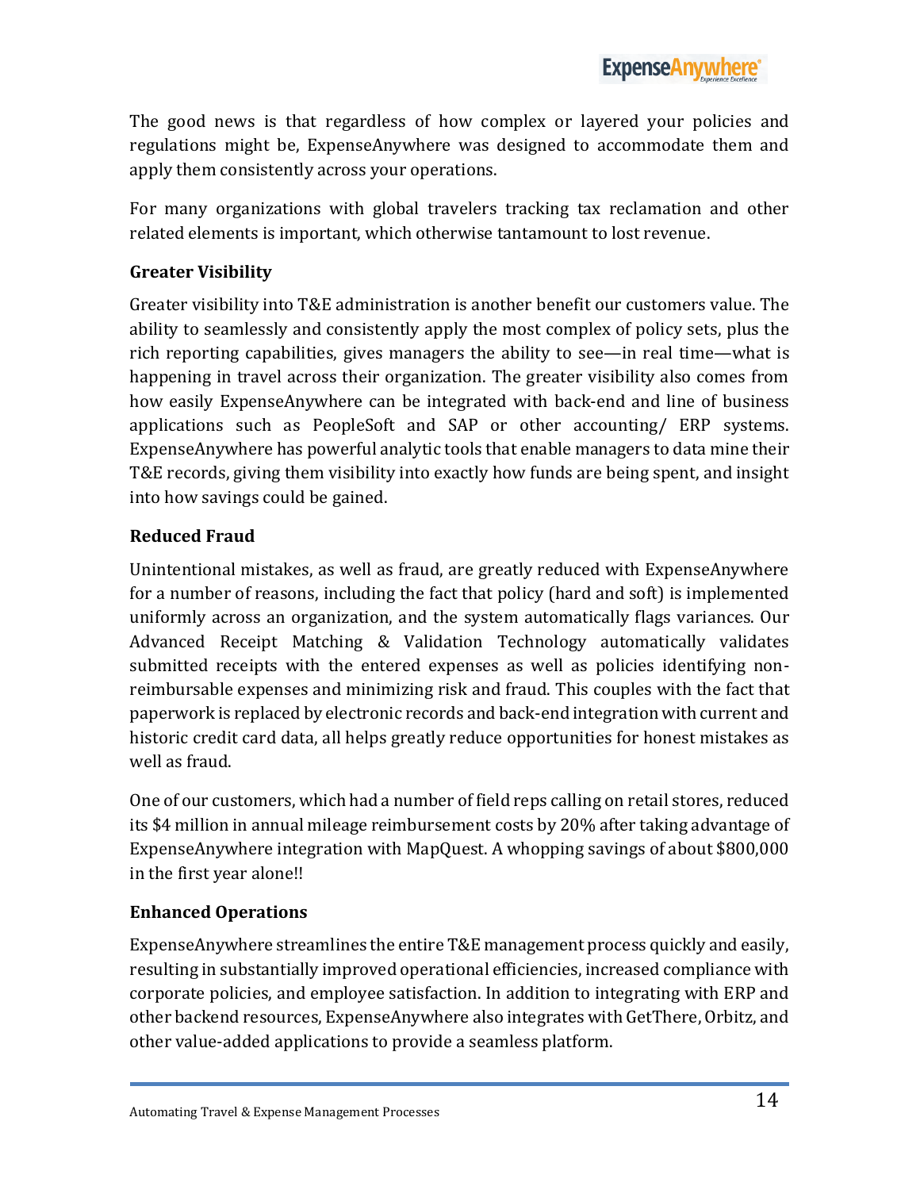The good news is that regardless of how complex or layered your policies and regulations might be, ExpenseAnywhere was designed to accommodate them and apply them consistently across your operations.

For many organizations with global travelers tracking tax reclamation and other related elements is important, which otherwise tantamount to lost revenue.

**Greater Visibility**

Greater visibility into T&E administration is another benefit our customers value. The ability to seamlessly and consistently apply the most complex of policy sets, plus the rich reporting capabilities, gives managers the ability to see—in real time—what is happening in travel across their organization. The greater visibility also comes from how easily ExpenseAnywhere can be integrated with back-end and line of business applications such as PeopleSoft and SAP or other accounting/ ERP systems. ExpenseAnywhere has powerful analytic tools that enable managers to data mine their T&E records, giving them visibility into exactly how funds are being spent, and insight into how savings could be gained.

**Reduced Fraud**

Unintentional mistakes, as well as fraud, are greatly reduced with ExpenseAnywhere for a number of reasons, including the fact that policy (hard and soft) is implemented uniformly across an organization, and the system automatically flags variances. Our Advanced Receipt Matching & Validation Technology automatically validates submitted receipts with the entered expenses as well as policies identifying non-reimbursable expenses and minimizing risk and fraud. This couples with the fact that paperwork is replaced by electronic records and back-end integration with current and historic credit card data, all helps greatly reduce opportunities for honest mistakes as well as fraud.

One of our customers, which had a number of field reps calling on retail stores, reduced its $4 million in annual mileage reimbursement costs by 20% after taking advantage of ExpenseAnywhere integration with MapQuest. A whopping savings of about $800,000 in the first year alone!!

**Enhanced Operations**

ExpenseAnywhere streamlines the entire T&E management process quickly and easily, resulting in substantially improved operational efficiencies, increased compliance with corporate policies, and employee satisfaction. In addition to integrating with ERP and other backend resources, ExpenseAnywhere also integrates with GetThere, Orbitz, and other value-added applications to provide a seamless platform.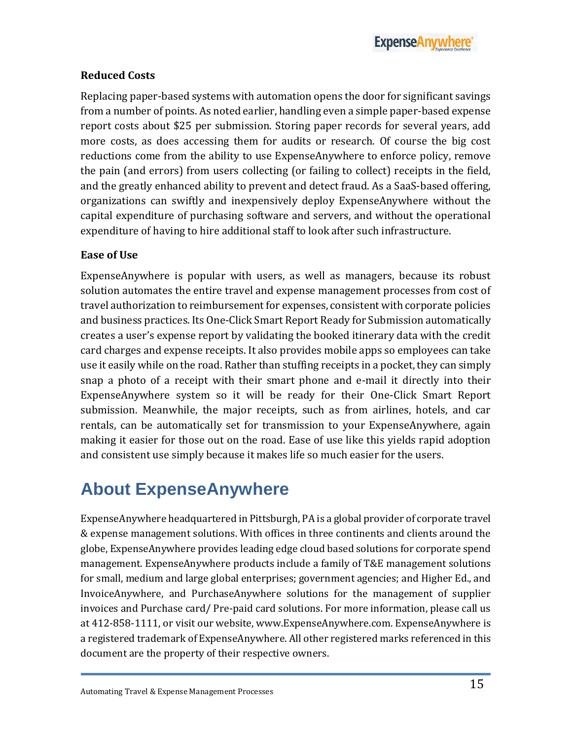### Reduced Costs

Replacing paper-based systems with automation opens the door for significant savings from a number of points. As noted earlier, handling even a simple paper-based expense report costs about $25 per submission. Storing paper records for several years, add more costs, as does accessing them for audits or research. Of course the big cost reductions come from the ability to use ExpenseAnywhere to enforce policy, remove the pain (and errors) from users collecting (or failing to collect) receipts in the field, and the greatly enhanced ability to prevent and detect fraud. As a SaaS-based offering, organizations can swiftly and inexpensively deploy ExpenseAnywhere without the capital expenditure of purchasing software and servers, and without the operational expenditure of having to hire additional staff to look after such infrastructure.

### Ease of Use

ExpenseAnywhere is popular with users, as well as managers, because its robust solution automates the entire travel and expense management processes from cost of travel authorization to reimbursement for expenses, consistent with corporate policies and business practices. Its One-Click Smart Report Ready for Submission automatically creates a user's expense report by validating the booked itinerary data with the credit card charges and expense receipts. It also provides mobile apps so employees can take use it easily while on the road. Rather than stuffing receipts in a pocket, they can simply snap a photo of a receipt with their smart phone and e-mail it directly into their ExpenseAnywhere system so it will be ready for their One-Click Smart Report submission. Meanwhile, the major receipts, such as from airlines, hotels, and car rentals, can be automatically set for transmission to your ExpenseAnywhere, again making it easier for those out on the road. Ease of use like this yields rapid adoption and consistent use simply because it makes life so much easier for the users.

## About ExpenseAnywhere

ExpenseAnywhere headquartered in Pittsburgh, PA is a global provider of corporate travel & expense management solutions. With offices in three continents and clients around the globe, ExpenseAnywhere provides leading edge cloud based solutions for corporate spend management. ExpenseAnywhere products include a family of T&E management solutions for small, medium and large global enterprises; government agencies; and Higher Ed., and InvoiceAnywhere, and PurchaseAnywhere solutions for the management of supplier invoices and Purchase card/ Pre-paid card solutions. For more information, please call us at 412-858-1111, or visit our website, www.ExpenseAnywhere.com. ExpenseAnywhere is a registered trademark of ExpenseAnywhere. All other registered marks referenced in this document are the property of their respective owners.